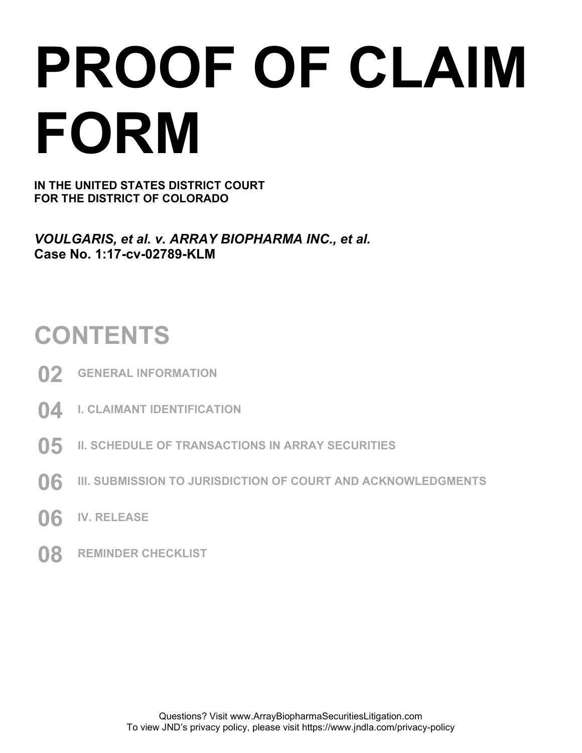# PROOF OF CLAIM FORM

**IN THE UNITED STATES DISTRICT COURT**
**FOR THE DISTRICT OF COLORADO**

***VOULGARIS, et al. v. ARRAY BIOPHARMA INC., et al.***
**Case No. 1:17-cv-02789-KLM**

## CONTENTS

**02** GENERAL INFORMATION

**04** I. CLAIMANT IDENTIFICATION

**05** II. SCHEDULE OF TRANSACTIONS IN ARRAY SECURITIES

**06** III. SUBMISSION TO JURISDICTION OF COURT AND ACKNOWLEDGMENTS

**06** IV. RELEASE

**08** REMINDER CHECKLIST

Questions? Visit www.ArrayBiopharmaSecuritiesLitigation.com
To view JND's privacy policy, please visit https://www.jndla.com/privacy-policy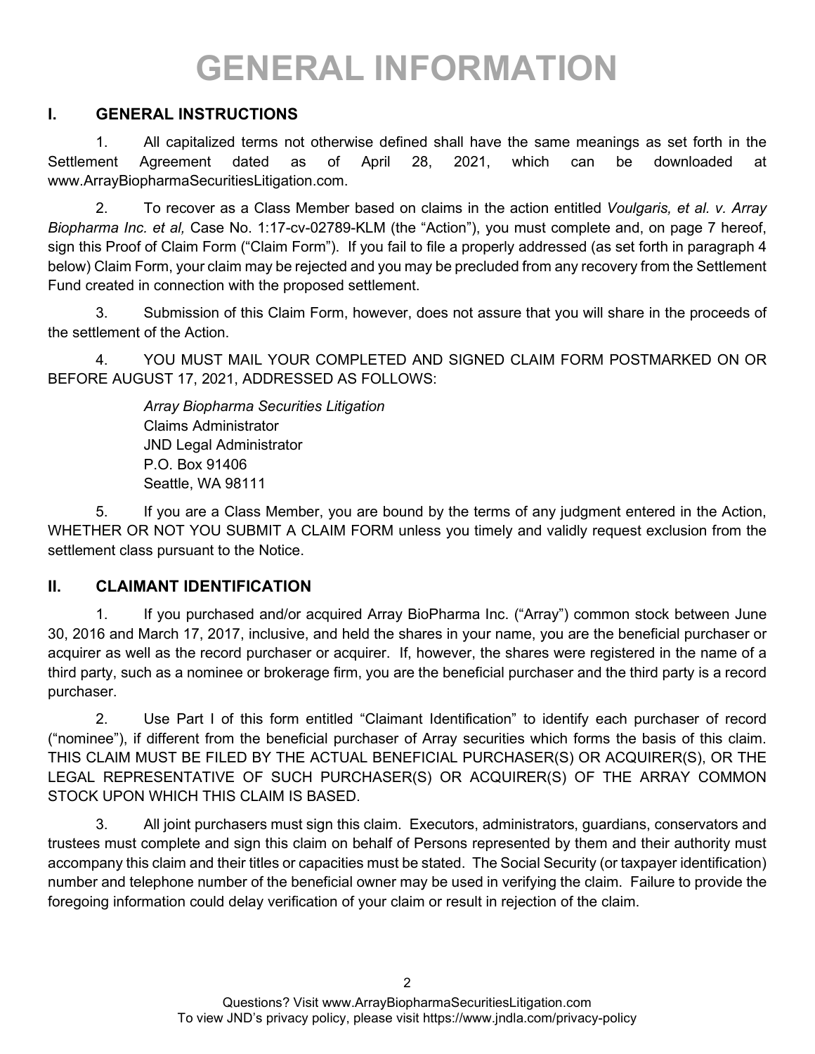# GENERAL INFORMATION

## I. GENERAL INSTRUCTIONS

1. All capitalized terms not otherwise defined shall have the same meanings as set forth in the Settlement Agreement dated as of April 28, 2021, which can be downloaded at www.ArrayBiopharmaSecuritiesLitigation.com.

2. To recover as a Class Member based on claims in the action entitled *Voulgaris, et al. v. Array Biopharma Inc. et al,* Case No. 1:17-cv-02789-KLM (the "Action"), you must complete and, on page 7 hereof, sign this Proof of Claim Form ("Claim Form"). If you fail to file a properly addressed (as set forth in paragraph 4 below) Claim Form, your claim may be rejected and you may be precluded from any recovery from the Settlement Fund created in connection with the proposed settlement.

3. Submission of this Claim Form, however, does not assure that you will share in the proceeds of the settlement of the Action.

4. YOU MUST MAIL YOUR COMPLETED AND SIGNED CLAIM FORM POSTMARKED ON OR BEFORE AUGUST 17, 2021, ADDRESSED AS FOLLOWS:

> *Array Biopharma Securities Litigation*
> Claims Administrator
> JND Legal Administrator
> P.O. Box 91406
> Seattle, WA 98111

5. If you are a Class Member, you are bound by the terms of any judgment entered in the Action, WHETHER OR NOT YOU SUBMIT A CLAIM FORM unless you timely and validly request exclusion from the settlement class pursuant to the Notice.

## II. CLAIMANT IDENTIFICATION

1. If you purchased and/or acquired Array BioPharma Inc. ("Array") common stock between June 30, 2016 and March 17, 2017, inclusive, and held the shares in your name, you are the beneficial purchaser or acquirer as well as the record purchaser or acquirer. If, however, the shares were registered in the name of a third party, such as a nominee or brokerage firm, you are the beneficial purchaser and the third party is a record purchaser.

2. Use Part I of this form entitled "Claimant Identification" to identify each purchaser of record ("nominee"), if different from the beneficial purchaser of Array securities which forms the basis of this claim. THIS CLAIM MUST BE FILED BY THE ACTUAL BENEFICIAL PURCHASER(S) OR ACQUIRER(S), OR THE LEGAL REPRESENTATIVE OF SUCH PURCHASER(S) OR ACQUIRER(S) OF THE ARRAY COMMON STOCK UPON WHICH THIS CLAIM IS BASED.

3. All joint purchasers must sign this claim. Executors, administrators, guardians, conservators and trustees must complete and sign this claim on behalf of Persons represented by them and their authority must accompany this claim and their titles or capacities must be stated. The Social Security (or taxpayer identification) number and telephone number of the beneficial owner may be used in verifying the claim. Failure to provide the foregoing information could delay verification of your claim or result in rejection of the claim.

Questions? Visit www.ArrayBiopharmaSecuritiesLitigation.com
To view JND's privacy policy, please visit https://www.jndla.com/privacy-policy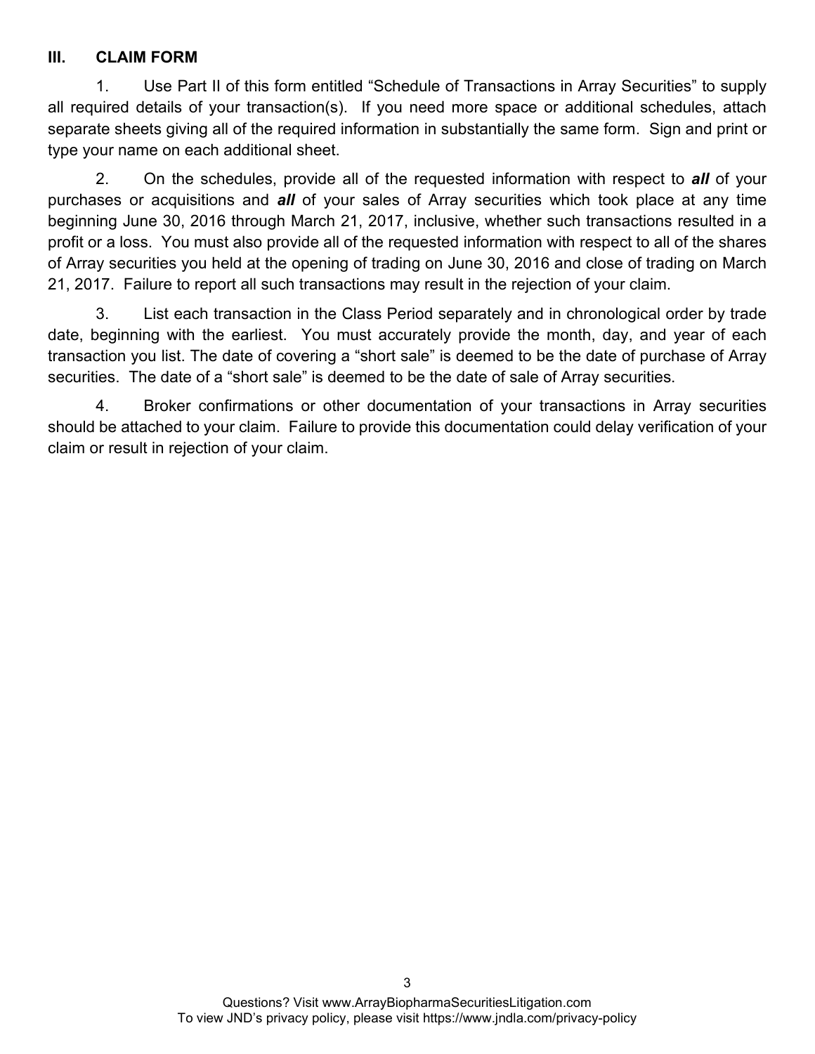## III. CLAIM FORM

1. Use Part II of this form entitled "Schedule of Transactions in Array Securities" to supply all required details of your transaction(s). If you need more space or additional schedules, attach separate sheets giving all of the required information in substantially the same form. Sign and print or type your name on each additional sheet.

2. On the schedules, provide all of the requested information with respect to ***all*** of your purchases or acquisitions and ***all*** of your sales of Array securities which took place at any time beginning June 30, 2016 through March 21, 2017, inclusive, whether such transactions resulted in a profit or a loss. You must also provide all of the requested information with respect to all of the shares of Array securities you held at the opening of trading on June 30, 2016 and close of trading on March 21, 2017. Failure to report all such transactions may result in the rejection of your claim.

3. List each transaction in the Class Period separately and in chronological order by trade date, beginning with the earliest. You must accurately provide the month, day, and year of each transaction you list. The date of covering a "short sale" is deemed to be the date of purchase of Array securities. The date of a "short sale" is deemed to be the date of sale of Array securities.

4. Broker confirmations or other documentation of your transactions in Array securities should be attached to your claim. Failure to provide this documentation could delay verification of your claim or result in rejection of your claim.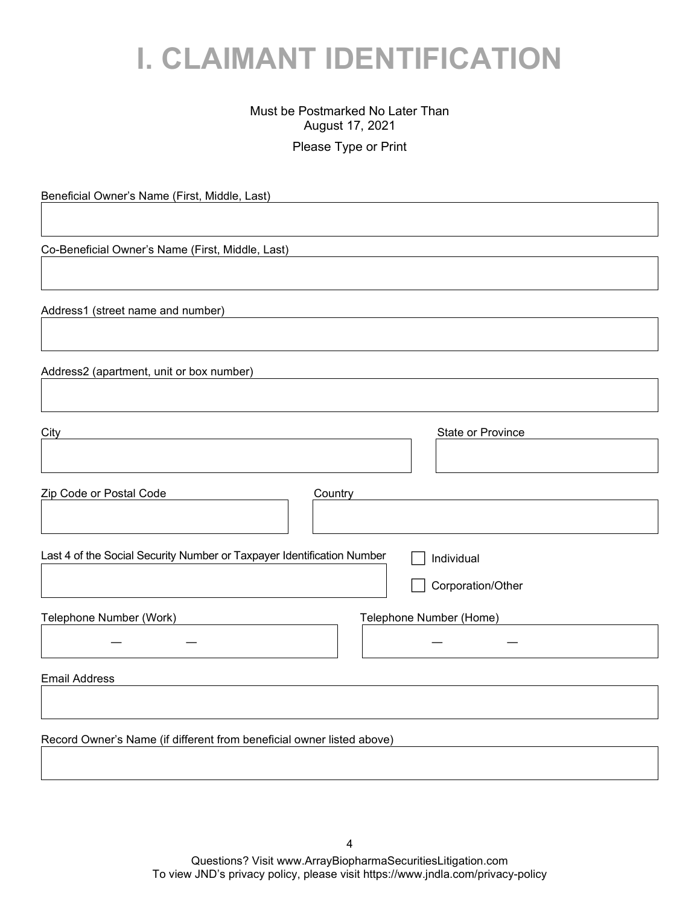# I. CLAIMANT IDENTIFICATION

Must be Postmarked No Later Than
August 17, 2021

Please Type or Print

Beneficial Owner's Name (First, Middle, Last)

Co-Beneficial Owner's Name (First, Middle, Last)

Address1 (street name and number)

Address2 (apartment, unit or box number)

City

State or Province

Zip Code or Postal Code

Country

Last 4 of the Social Security Number or Taxpayer Identification Number

☐ Individual

☐ Corporation/Other

Telephone Number (Work)

— —

Telephone Number (Home)

— —

Email Address

Record Owner's Name (if different from beneficial owner listed above)

Questions? Visit www.ArrayBiopharmaSecuritiesLitigation.com
To view JND's privacy policy, please visit https://www.jndla.com/privacy-policy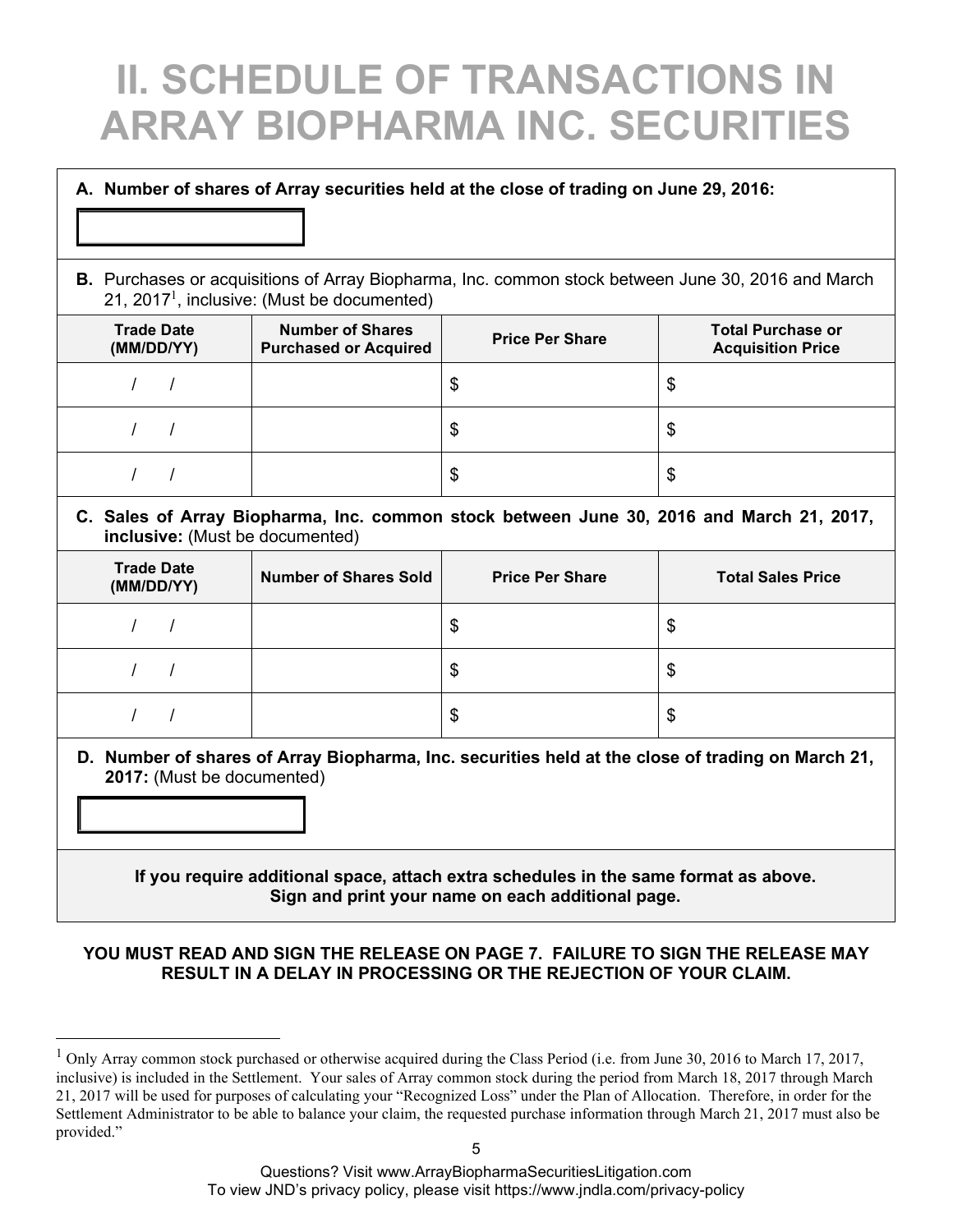# II. SCHEDULE OF TRANSACTIONS IN ARRAY BIOPHARMA INC. SECURITIES

**A. Number of shares of Array securities held at the close of trading on June 29, 2016:**

|  |
|---|
|  |

**B.** Purchases or acquisitions of Array Biopharma, Inc. common stock between June 30, 2016 and March 21, 2017[1], inclusive: (Must be documented)

| Trade Date (MM/DD/YY) | Number of Shares Purchased or Acquired | Price Per Share | Total Purchase or Acquisition Price |
|---|---|---|---|
| / / |  | $ | $ |
| / / |  | $ | $ |
| / / |  | $ | $ |

**C. Sales of Array Biopharma, Inc. common stock between June 30, 2016 and March 21, 2017, inclusive:** (Must be documented)

| Trade Date (MM/DD/YY) | Number of Shares Sold | Price Per Share | Total Sales Price |
|---|---|---|---|
| / / |  | $ | $ |
| / / |  | $ | $ |
| / / |  | $ | $ |

**D. Number of shares of Array Biopharma, Inc. securities held at the close of trading on March 21, 2017:** (Must be documented)

|  |
|---|
|  |

**If you require additional space, attach extra schedules in the same format as above.**
**Sign and print your name on each additional page.**

**YOU MUST READ AND SIGN THE RELEASE ON PAGE 7. FAILURE TO SIGN THE RELEASE MAY RESULT IN A DELAY IN PROCESSING OR THE REJECTION OF YOUR CLAIM.**

---

[1] Only Array common stock purchased or otherwise acquired during the Class Period (i.e. from June 30, 2016 to March 17, 2017, inclusive) is included in the Settlement. Your sales of Array common stock during the period from March 18, 2017 through March 21, 2017 will be used for purposes of calculating your "Recognized Loss" under the Plan of Allocation. Therefore, in order for the Settlement Administrator to be able to balance your claim, the requested purchase information through March 21, 2017 must also be provided."

Questions? Visit www.ArrayBiopharmaSecuritiesLitigation.com
To view JND's privacy policy, please visit https://www.jndla.com/privacy-policy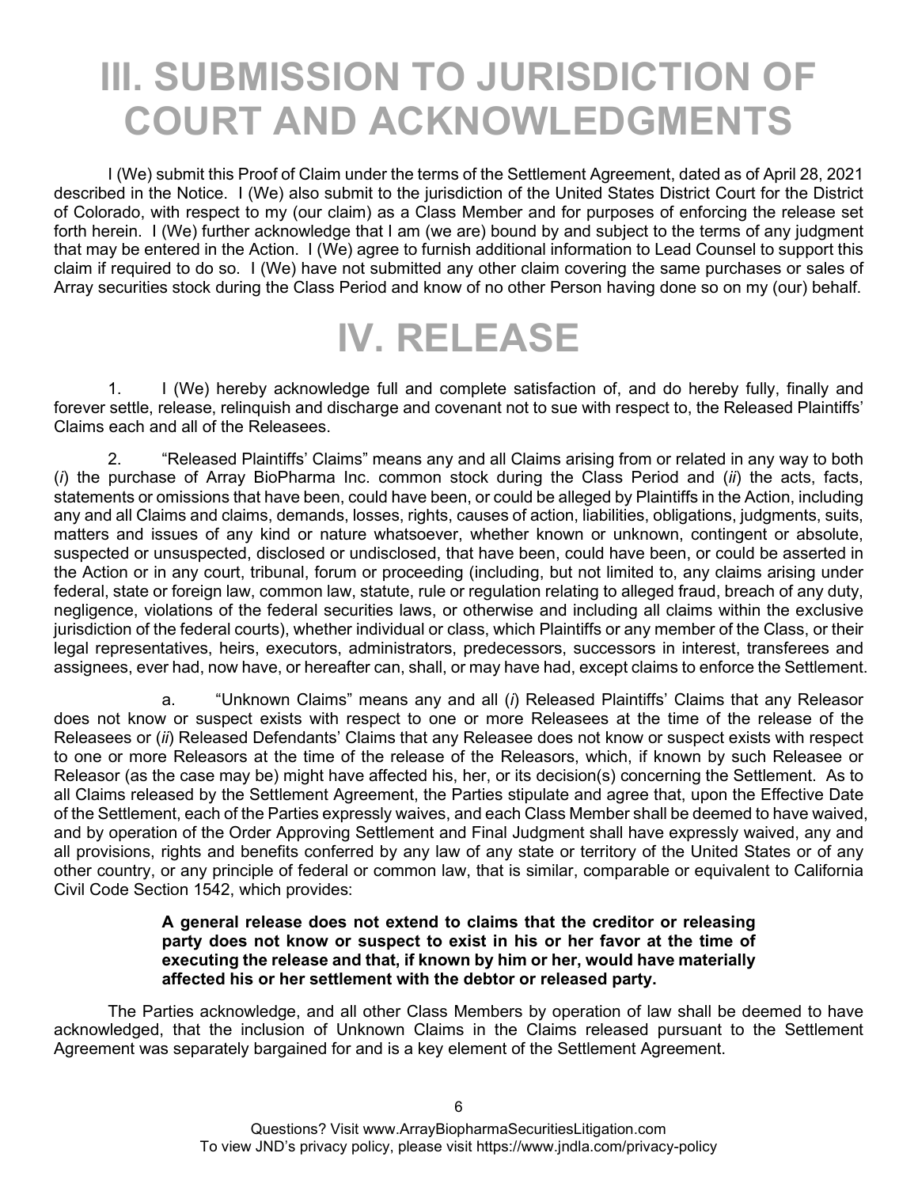# III. SUBMISSION TO JURISDICTION OF COURT AND ACKNOWLEDGMENTS

I (We) submit this Proof of Claim under the terms of the Settlement Agreement, dated as of April 28, 2021 described in the Notice. I (We) also submit to the jurisdiction of the United States District Court for the District of Colorado, with respect to my (our claim) as a Class Member and for purposes of enforcing the release set forth herein. I (We) further acknowledge that I am (we are) bound by and subject to the terms of any judgment that may be entered in the Action. I (We) agree to furnish additional information to Lead Counsel to support this claim if required to do so. I (We) have not submitted any other claim covering the same purchases or sales of Array securities stock during the Class Period and know of no other Person having done so on my (our) behalf.

# IV. RELEASE

1. I (We) hereby acknowledge full and complete satisfaction of, and do hereby fully, finally and forever settle, release, relinquish and discharge and covenant not to sue with respect to, the Released Plaintiffs' Claims each and all of the Releasees.

2. "Released Plaintiffs' Claims" means any and all Claims arising from or related in any way to both (*i*) the purchase of Array BioPharma Inc. common stock during the Class Period and (*ii*) the acts, facts, statements or omissions that have been, could have been, or could be alleged by Plaintiffs in the Action, including any and all Claims and claims, demands, losses, rights, causes of action, liabilities, obligations, judgments, suits, matters and issues of any kind or nature whatsoever, whether known or unknown, contingent or absolute, suspected or unsuspected, disclosed or undisclosed, that have been, could have been, or could be asserted in the Action or in any court, tribunal, forum or proceeding (including, but not limited to, any claims arising under federal, state or foreign law, common law, statute, rule or regulation relating to alleged fraud, breach of any duty, negligence, violations of the federal securities laws, or otherwise and including all claims within the exclusive jurisdiction of the federal courts), whether individual or class, which Plaintiffs or any member of the Class, or their legal representatives, heirs, executors, administrators, predecessors, successors in interest, transferees and assignees, ever had, now have, or hereafter can, shall, or may have had, except claims to enforce the Settlement.

a. "Unknown Claims" means any and all (*i*) Released Plaintiffs' Claims that any Releasor does not know or suspect exists with respect to one or more Releasees at the time of the release of the Releasees or (*ii*) Released Defendants' Claims that any Releasee does not know or suspect exists with respect to one or more Releasors at the time of the release of the Releasors, which, if known by such Releasee or Releasor (as the case may be) might have affected his, her, or its decision(s) concerning the Settlement. As to all Claims released by the Settlement Agreement, the Parties stipulate and agree that, upon the Effective Date of the Settlement, each of the Parties expressly waives, and each Class Member shall be deemed to have waived, and by operation of the Order Approving Settlement and Final Judgment shall have expressly waived, any and all provisions, rights and benefits conferred by any law of any state or territory of the United States or of any other country, or any principle of federal or common law, that is similar, comparable or equivalent to California Civil Code Section 1542, which provides:

> **A general release does not extend to claims that the creditor or releasing party does not know or suspect to exist in his or her favor at the time of executing the release and that, if known by him or her, would have materially affected his or her settlement with the debtor or released party.**

The Parties acknowledge, and all other Class Members by operation of law shall be deemed to have acknowledged, that the inclusion of Unknown Claims in the Claims released pursuant to the Settlement Agreement was separately bargained for and is a key element of the Settlement Agreement.

Questions? Visit www.ArrayBiopharmaSecuritiesLitigation.com
To view JND's privacy policy, please visit https://www.jndla.com/privacy-policy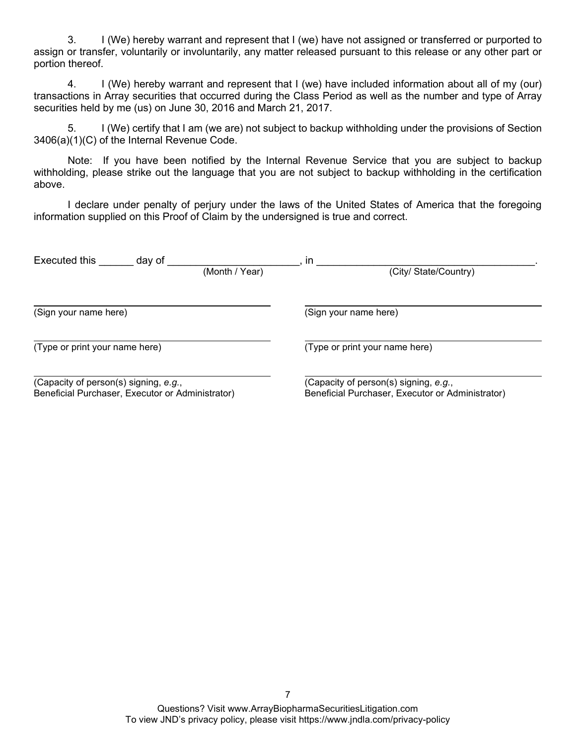3. I (We) hereby warrant and represent that I (we) have not assigned or transferred or purported to assign or transfer, voluntarily or involuntarily, any matter released pursuant to this release or any other part or portion thereof.

4. I (We) hereby warrant and represent that I (we) have included information about all of my (our) transactions in Array securities that occurred during the Class Period as well as the number and type of Array securities held by me (us) on June 30, 2016 and March 21, 2017.

5. I (We) certify that I am (we are) not subject to backup withholding under the provisions of Section 3406(a)(1)(C) of the Internal Revenue Code.

Note: If you have been notified by the Internal Revenue Service that you are subject to backup withholding, please strike out the language that you are not subject to backup withholding in the certification above.

I declare under penalty of perjury under the laws of the United States of America that the foregoing information supplied on this Proof of Claim by the undersigned is true and correct.

Executed this ______ day of ______________________ (Month / Year), in ______________________________________ (City/ State/Country).

______________________________________
(Sign your name here)

______________________________________
(Sign your name here)

______________________________________
(Type or print your name here)

______________________________________
(Type or print your name here)

______________________________________
(Capacity of person(s) signing, *e.g.*, Beneficial Purchaser, Executor or Administrator)

______________________________________
(Capacity of person(s) signing, *e.g.*, Beneficial Purchaser, Executor or Administrator)

Questions? Visit www.ArrayBiopharmaSecuritiesLitigation.com
To view JND's privacy policy, please visit https://www.jndla.com/privacy-policy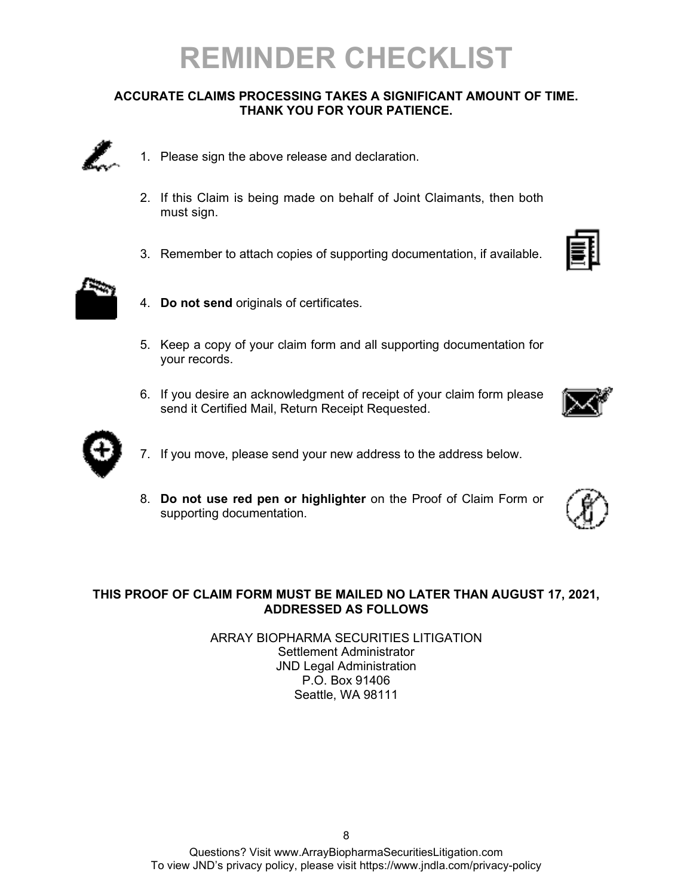# REMINDER CHECKLIST

**ACCURATE CLAIMS PROCESSING TAKES A SIGNIFICANT AMOUNT OF TIME.**
**THANK YOU FOR YOUR PATIENCE.**

1. Please sign the above release and declaration.
2. If this Claim is being made on behalf of Joint Claimants, then both must sign.
3. Remember to attach copies of supporting documentation, if available.
4. **Do not send** originals of certificates.
5. Keep a copy of your claim form and all supporting documentation for your records.
6. If you desire an acknowledgment of receipt of your claim form please send it Certified Mail, Return Receipt Requested.
7. If you move, please send your new address to the address below.
8. **Do not use red pen or highlighter** on the Proof of Claim Form or supporting documentation.

**THIS PROOF OF CLAIM FORM MUST BE MAILED NO LATER THAN AUGUST 17, 2021, ADDRESSED AS FOLLOWS**

ARRAY BIOPHARMA SECURITIES LITIGATION
Settlement Administrator
JND Legal Administration
P.O. Box 91406
Seattle, WA 98111

Questions? Visit www.ArrayBiopharmaSecuritiesLitigation.com
To view JND's privacy policy, please visit https://www.jndla.com/privacy-policy